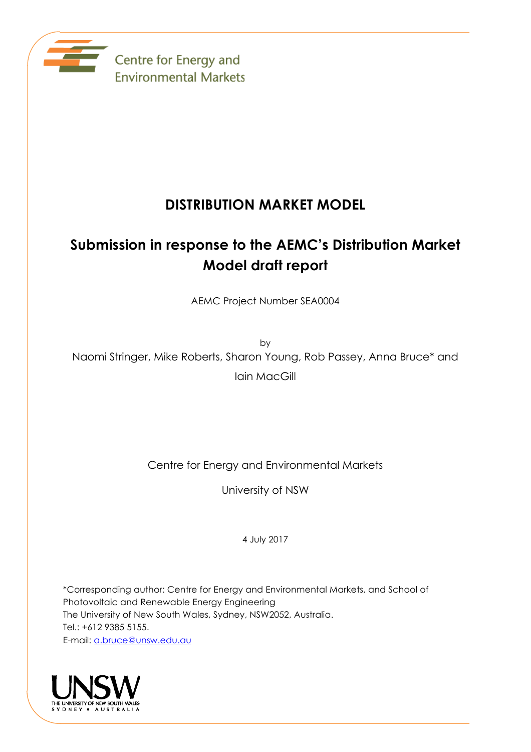Centre for Energy and Environmental Markets

# DISTRIBUTION MARKET MODEL

## Submission in response to the AEMC's Distribution Market Model draft report

AEMC Project Number SEA0004

by

Naomi Stringer, Mike Roberts, Sharon Young, Rob Passey, Anna Bruce* and Iain MacGill

Centre for Energy and Environmental Markets

University of NSW

4 July 2017

*Corresponding author: Centre for Energy and Environmental Markets, and School of Photovoltaic and Renewable Energy Engineering
The University of New South Wales, Sydney, NSW2052, Australia.
Tel.: +612 9385 5155.
E-mail: a.bruce@unsw.edu.au

THE UNIVERSITY OF NEW SOUTH WALES SYDNEY ▪ AUSTRALIA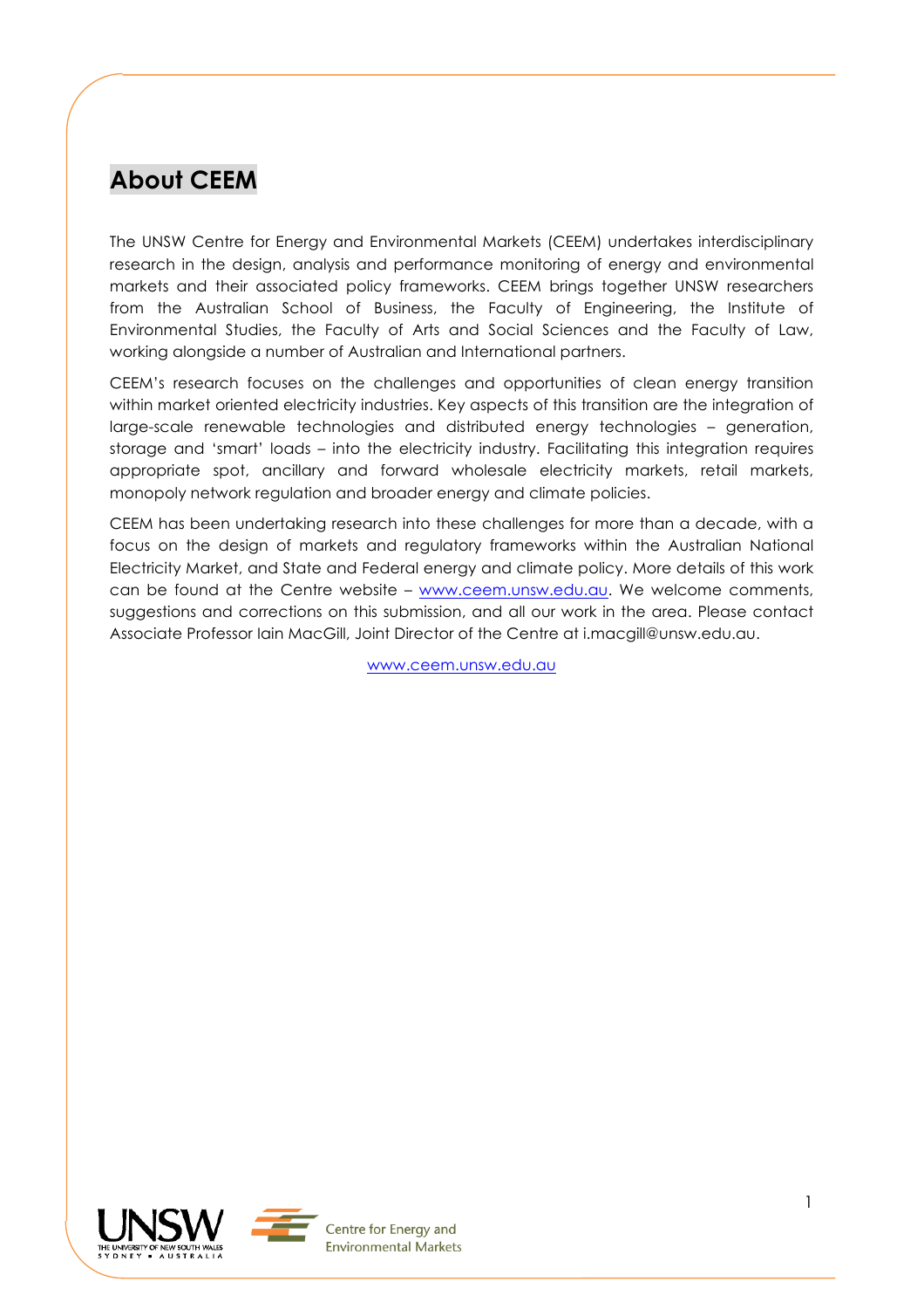## About CEEM

The UNSW Centre for Energy and Environmental Markets (CEEM) undertakes interdisciplinary research in the design, analysis and performance monitoring of energy and environmental markets and their associated policy frameworks. CEEM brings together UNSW researchers from the Australian School of Business, the Faculty of Engineering, the Institute of Environmental Studies, the Faculty of Arts and Social Sciences and the Faculty of Law, working alongside a number of Australian and International partners.

CEEM's research focuses on the challenges and opportunities of clean energy transition within market oriented electricity industries. Key aspects of this transition are the integration of large-scale renewable technologies and distributed energy technologies – generation, storage and 'smart' loads – into the electricity industry. Facilitating this integration requires appropriate spot, ancillary and forward wholesale electricity markets, retail markets, monopoly network regulation and broader energy and climate policies.

CEEM has been undertaking research into these challenges for more than a decade, with a focus on the design of markets and regulatory frameworks within the Australian National Electricity Market, and State and Federal energy and climate policy. More details of this work can be found at the Centre website – www.ceem.unsw.edu.au. We welcome comments, suggestions and corrections on this submission, and all our work in the area. Please contact Associate Professor Iain MacGill, Joint Director of the Centre at i.macgill@unsw.edu.au.

www.ceem.unsw.edu.au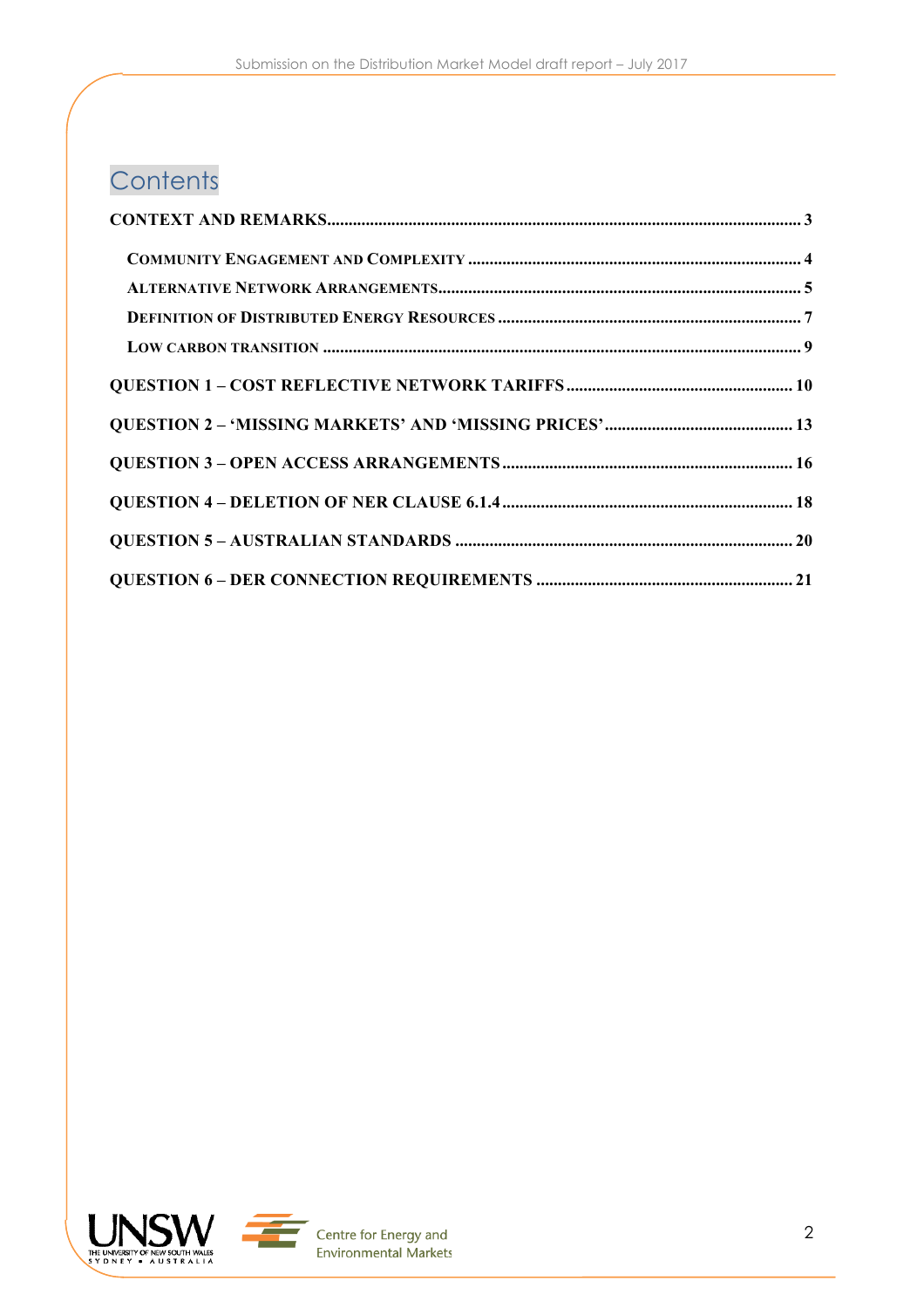# Contents

**CONTEXT AND REMARKS** ........................................................................................................ 3

**COMMUNITY ENGAGEMENT AND COMPLEXITY** ........................................................................ 4

**ALTERNATIVE NETWORK ARRANGEMENTS** ............................................................................ 5

**DEFINITION OF DISTRIBUTED ENERGY RESOURCES** ................................................................ 7

**LOW CARBON TRANSITION** ................................................................................................ 9

**QUESTION 1 – COST REFLECTIVE NETWORK TARIFFS** ........................................................ 10

**QUESTION 2 – 'MISSING MARKETS' AND 'MISSING PRICES'** ............................................... 13

**QUESTION 3 – OPEN ACCESS ARRANGEMENTS** ................................................................ 16

**QUESTION 4 – DELETION OF NER CLAUSE 6.1.4** ............................................................... 18

**QUESTION 5 – AUSTRALIAN STANDARDS** ........................................................................ 20

**QUESTION 6 – DER CONNECTION REQUIREMENTS** ............................................................ 21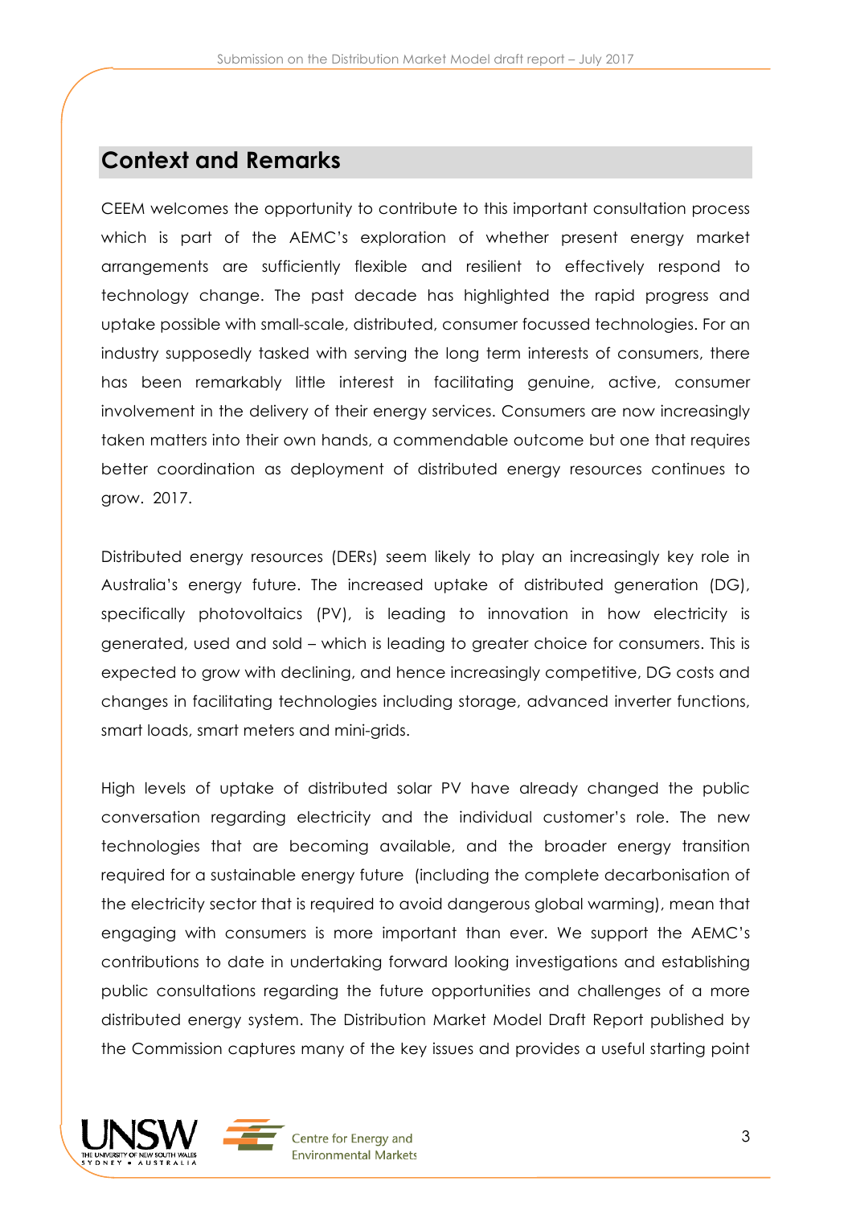## Context and Remarks

CEEM welcomes the opportunity to contribute to this important consultation process which is part of the AEMC's exploration of whether present energy market arrangements are sufficiently flexible and resilient to effectively respond to technology change. The past decade has highlighted the rapid progress and uptake possible with small-scale, distributed, consumer focussed technologies. For an industry supposedly tasked with serving the long term interests of consumers, there has been remarkably little interest in facilitating genuine, active, consumer involvement in the delivery of their energy services. Consumers are now increasingly taken matters into their own hands, a commendable outcome but one that requires better coordination as deployment of distributed energy resources continues to grow. 2017.

Distributed energy resources (DERs) seem likely to play an increasingly key role in Australia's energy future. The increased uptake of distributed generation (DG), specifically photovoltaics (PV), is leading to innovation in how electricity is generated, used and sold – which is leading to greater choice for consumers. This is expected to grow with declining, and hence increasingly competitive, DG costs and changes in facilitating technologies including storage, advanced inverter functions, smart loads, smart meters and mini-grids.

High levels of uptake of distributed solar PV have already changed the public conversation regarding electricity and the individual customer's role. The new technologies that are becoming available, and the broader energy transition required for a sustainable energy future (including the complete decarbonisation of the electricity sector that is required to avoid dangerous global warming), mean that engaging with consumers is more important than ever. We support the AEMC's contributions to date in undertaking forward looking investigations and establishing public consultations regarding the future opportunities and challenges of a more distributed energy system. The Distribution Market Model Draft Report published by the Commission captures many of the key issues and provides a useful starting point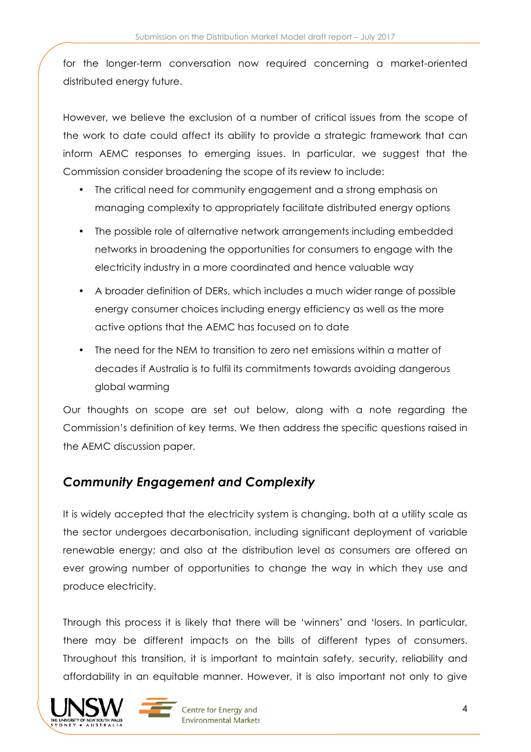for the longer-term conversation now required concerning a market-oriented distributed energy future.

However, we believe the exclusion of a number of critical issues from the scope of the work to date could affect its ability to provide a strategic framework that can inform AEMC responses to emerging issues. In particular, we suggest that the Commission consider broadening the scope of its review to include:

- The critical need for community engagement and a strong emphasis on managing complexity to appropriately facilitate distributed energy options
- The possible role of alternative network arrangements including embedded networks in broadening the opportunities for consumers to engage with the electricity industry in a more coordinated and hence valuable way
- A broader definition of DERs, which includes a much wider range of possible energy consumer choices including energy efficiency as well as the more active options that the AEMC has focused on to date
- The need for the NEM to transition to zero net emissions within a matter of decades if Australia is to fulfil its commitments towards avoiding dangerous global warming

Our thoughts on scope are set out below, along with a note regarding the Commission's definition of key terms. We then address the specific questions raised in the AEMC discussion paper.

## *Community Engagement and Complexity*

It is widely accepted that the electricity system is changing, both at a utility scale as the sector undergoes decarbonisation, including significant deployment of variable renewable energy; and also at the distribution level as consumers are offered an ever growing number of opportunities to change the way in which they use and produce electricity.

Through this process it is likely that there will be 'winners' and 'losers. In particular, there may be different impacts on the bills of different types of consumers. Throughout this transition, it is important to maintain safety, security, reliability and affordability in an equitable manner. However, it is also important not only to give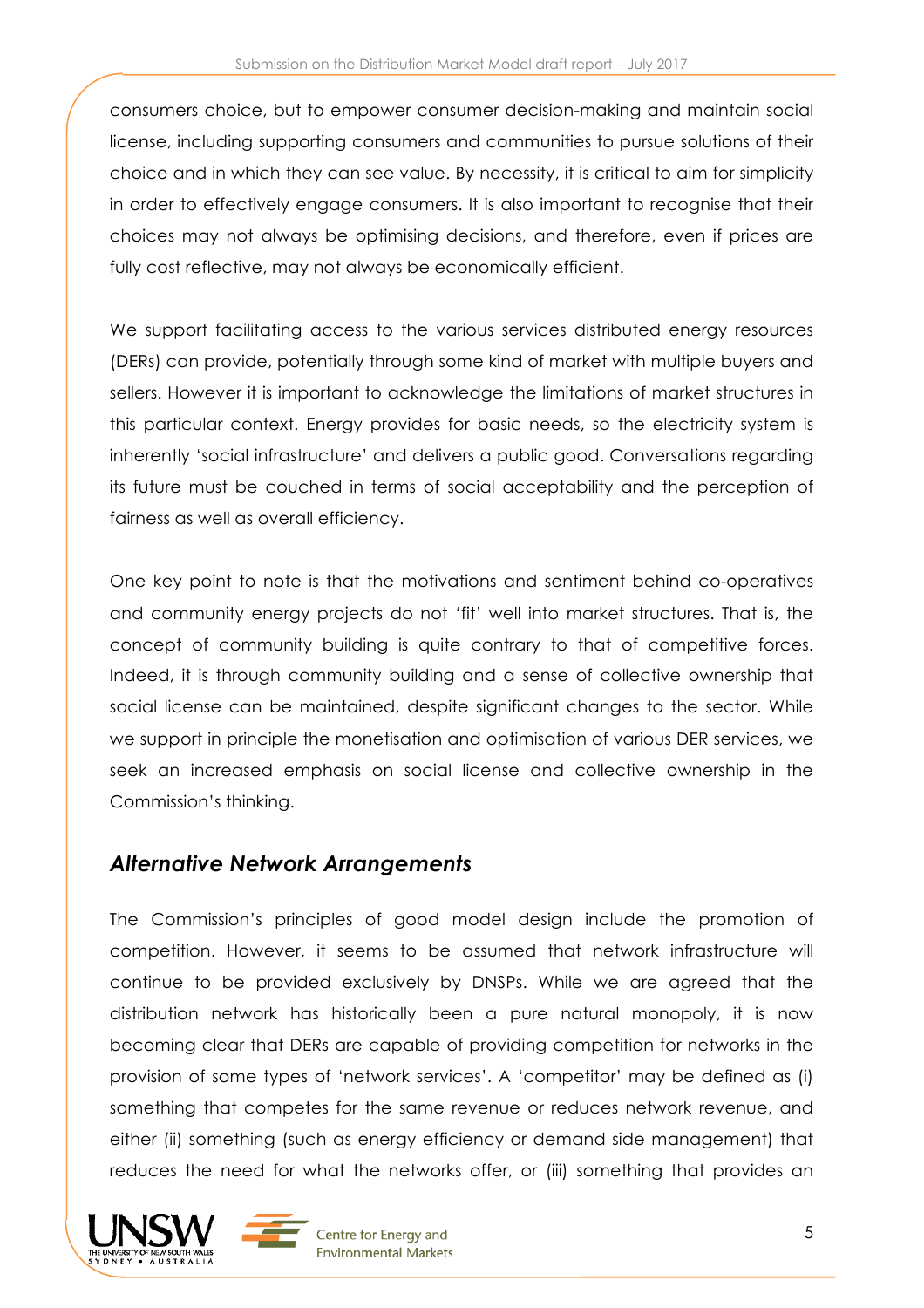consumers choice, but to empower consumer decision-making and maintain social license, including supporting consumers and communities to pursue solutions of their choice and in which they can see value. By necessity, it is critical to aim for simplicity in order to effectively engage consumers. It is also important to recognise that their choices may not always be optimising decisions, and therefore, even if prices are fully cost reflective, may not always be economically efficient.

We support facilitating access to the various services distributed energy resources (DERs) can provide, potentially through some kind of market with multiple buyers and sellers. However it is important to acknowledge the limitations of market structures in this particular context. Energy provides for basic needs, so the electricity system is inherently 'social infrastructure' and delivers a public good. Conversations regarding its future must be couched in terms of social acceptability and the perception of fairness as well as overall efficiency.

One key point to note is that the motivations and sentiment behind co-operatives and community energy projects do not 'fit' well into market structures. That is, the concept of community building is quite contrary to that of competitive forces. Indeed, it is through community building and a sense of collective ownership that social license can be maintained, despite significant changes to the sector. While we support in principle the monetisation and optimisation of various DER services, we seek an increased emphasis on social license and collective ownership in the Commission's thinking.

## *Alternative Network Arrangements*

The Commission's principles of good model design include the promotion of competition. However, it seems to be assumed that network infrastructure will continue to be provided exclusively by DNSPs. While we are agreed that the distribution network has historically been a pure natural monopoly, it is now becoming clear that DERs are capable of providing competition for networks in the provision of some types of 'network services'. A 'competitor' may be defined as (i) something that competes for the same revenue or reduces network revenue, and either (ii) something (such as energy efficiency or demand side management) that reduces the need for what the networks offer, or (iii) something that provides an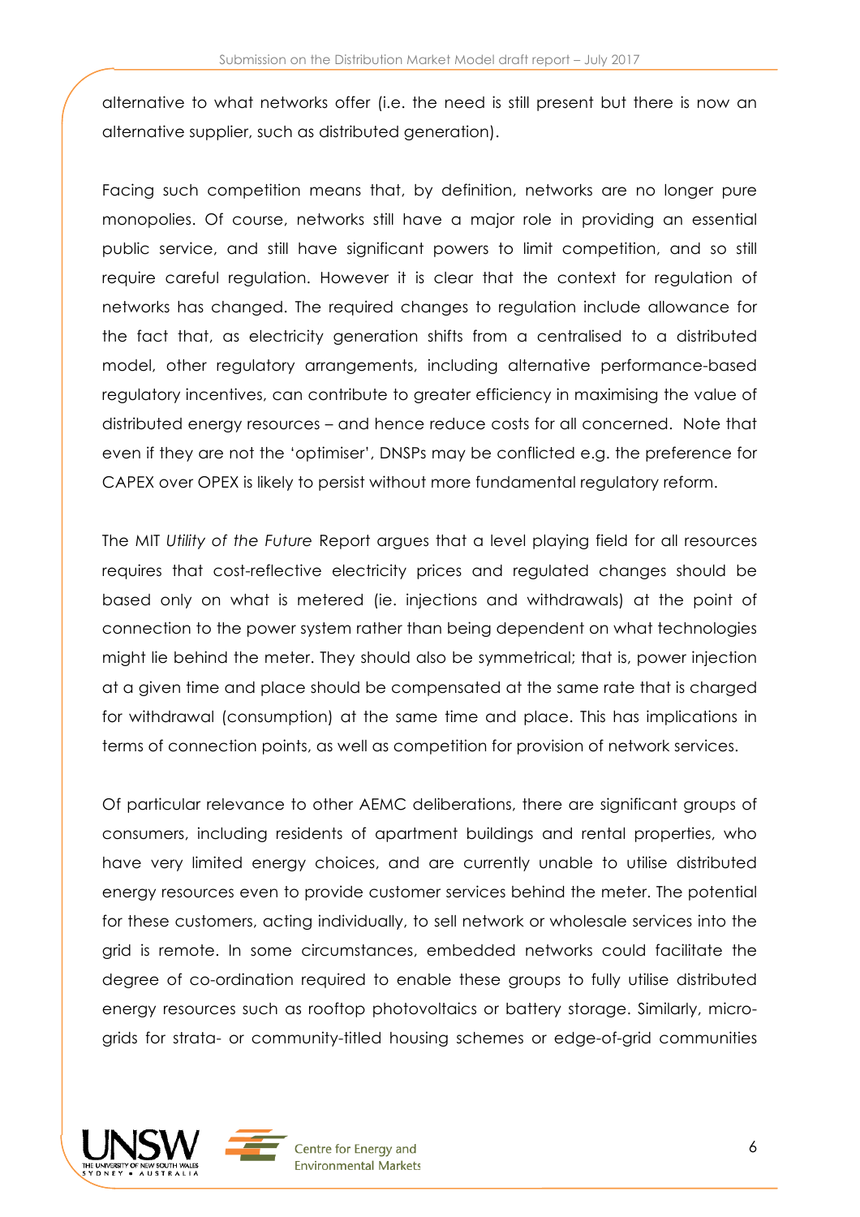alternative to what networks offer (i.e. the need is still present but there is now an alternative supplier, such as distributed generation).

Facing such competition means that, by definition, networks are no longer pure monopolies. Of course, networks still have a major role in providing an essential public service, and still have significant powers to limit competition, and so still require careful regulation. However it is clear that the context for regulation of networks has changed. The required changes to regulation include allowance for the fact that, as electricity generation shifts from a centralised to a distributed model, other regulatory arrangements, including alternative performance-based regulatory incentives, can contribute to greater efficiency in maximising the value of distributed energy resources – and hence reduce costs for all concerned. Note that even if they are not the 'optimiser', DNSPs may be conflicted e.g. the preference for CAPEX over OPEX is likely to persist without more fundamental regulatory reform.

The MIT *Utility of the Future* Report argues that a level playing field for all resources requires that cost-reflective electricity prices and regulated changes should be based only on what is metered (ie. injections and withdrawals) at the point of connection to the power system rather than being dependent on what technologies might lie behind the meter. They should also be symmetrical; that is, power injection at a given time and place should be compensated at the same rate that is charged for withdrawal (consumption) at the same time and place. This has implications in terms of connection points, as well as competition for provision of network services.

Of particular relevance to other AEMC deliberations, there are significant groups of consumers, including residents of apartment buildings and rental properties, who have very limited energy choices, and are currently unable to utilise distributed energy resources even to provide customer services behind the meter. The potential for these customers, acting individually, to sell network or wholesale services into the grid is remote. In some circumstances, embedded networks could facilitate the degree of co-ordination required to enable these groups to fully utilise distributed energy resources such as rooftop photovoltaics or battery storage. Similarly, micro-grids for strata- or community-titled housing schemes or edge-of-grid communities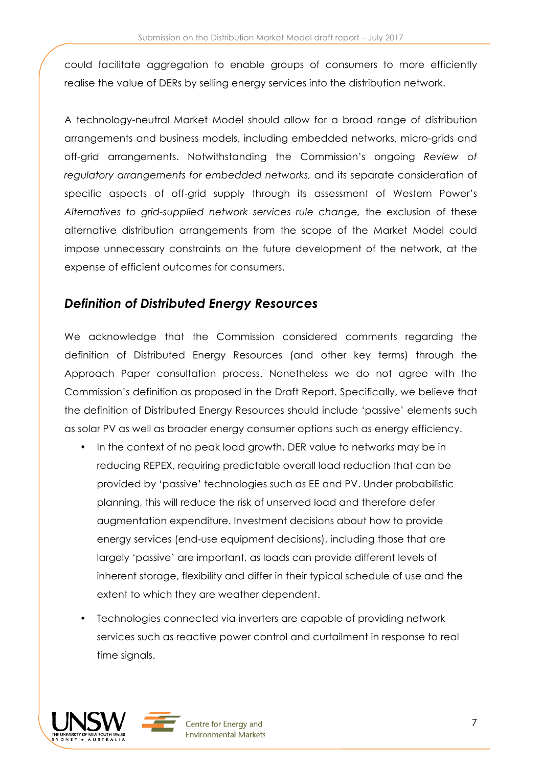could facilitate aggregation to enable groups of consumers to more efficiently realise the value of DERs by selling energy services into the distribution network.

A technology-neutral Market Model should allow for a broad range of distribution arrangements and business models, including embedded networks, micro-grids and off-grid arrangements. Notwithstanding the Commission's ongoing *Review of regulatory arrangements for embedded networks,* and its separate consideration of specific aspects of off-grid supply through its assessment of Western Power's *Alternatives to grid-supplied network services rule change,* the exclusion of these alternative distribution arrangements from the scope of the Market Model could impose unnecessary constraints on the future development of the network, at the expense of efficient outcomes for consumers.

## *Definition of Distributed Energy Resources*

We acknowledge that the Commission considered comments regarding the definition of Distributed Energy Resources (and other key terms) through the Approach Paper consultation process. Nonetheless we do not agree with the Commission's definition as proposed in the Draft Report. Specifically, we believe that the definition of Distributed Energy Resources should include 'passive' elements such as solar PV as well as broader energy consumer options such as energy efficiency.

- In the context of no peak load growth, DER value to networks may be in reducing REPEX, requiring predictable overall load reduction that can be provided by 'passive' technologies such as EE and PV. Under probabilistic planning, this will reduce the risk of unserved load and therefore defer augmentation expenditure. Investment decisions about how to provide energy services (end-use equipment decisions), including those that are largely 'passive' are important, as loads can provide different levels of inherent storage, flexibility and differ in their typical schedule of use and the extent to which they are weather dependent.
- Technologies connected via inverters are capable of providing network services such as reactive power control and curtailment in response to real time signals.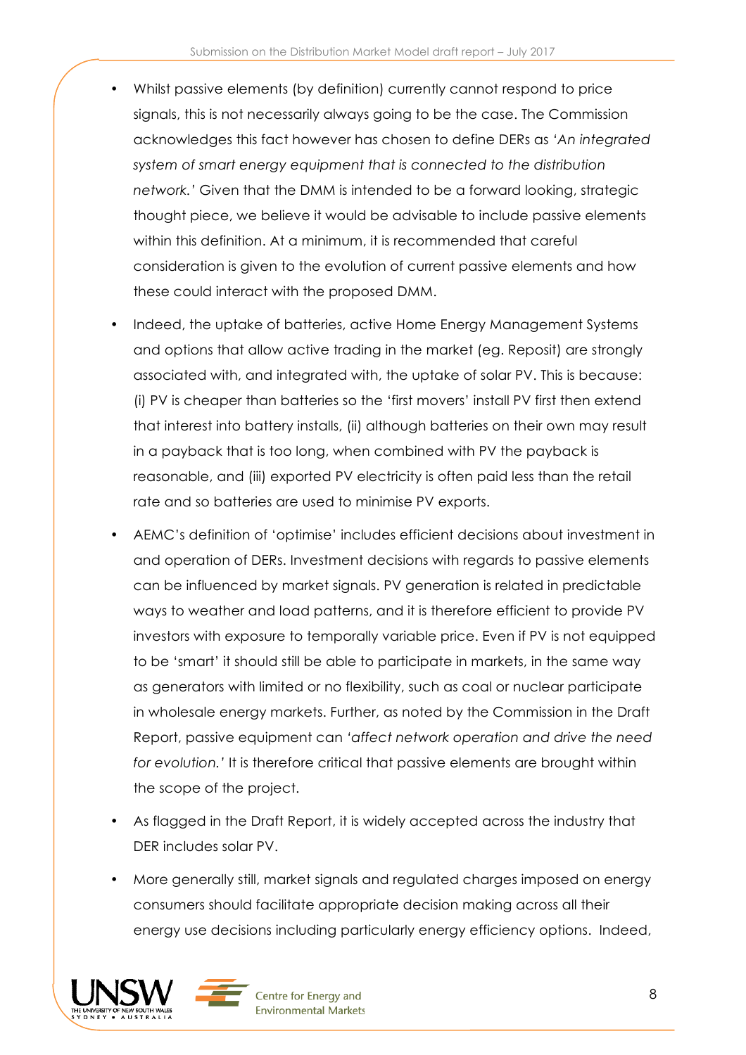- Whilst passive elements (by definition) currently cannot respond to price signals, this is not necessarily always going to be the case. The Commission acknowledges this fact however has chosen to define DERs as *'An integrated system of smart energy equipment that is connected to the distribution network.'* Given that the DMM is intended to be a forward looking, strategic thought piece, we believe it would be advisable to include passive elements within this definition. At a minimum, it is recommended that careful consideration is given to the evolution of current passive elements and how these could interact with the proposed DMM.
- Indeed, the uptake of batteries, active Home Energy Management Systems and options that allow active trading in the market (eg. Reposit) are strongly associated with, and integrated with, the uptake of solar PV. This is because: (i) PV is cheaper than batteries so the 'first movers' install PV first then extend that interest into battery installs, (ii) although batteries on their own may result in a payback that is too long, when combined with PV the payback is reasonable, and (iii) exported PV electricity is often paid less than the retail rate and so batteries are used to minimise PV exports.
- AEMC's definition of 'optimise' includes efficient decisions about investment in and operation of DERs. Investment decisions with regards to passive elements can be influenced by market signals. PV generation is related in predictable ways to weather and load patterns, and it is therefore efficient to provide PV investors with exposure to temporally variable price. Even if PV is not equipped to be 'smart' it should still be able to participate in markets, in the same way as generators with limited or no flexibility, such as coal or nuclear participate in wholesale energy markets. Further, as noted by the Commission in the Draft Report, passive equipment can *'affect network operation and drive the need for evolution.'* It is therefore critical that passive elements are brought within the scope of the project.
- As flagged in the Draft Report, it is widely accepted across the industry that DER includes solar PV.
- More generally still, market signals and regulated charges imposed on energy consumers should facilitate appropriate decision making across all their energy use decisions including particularly energy efficiency options. Indeed,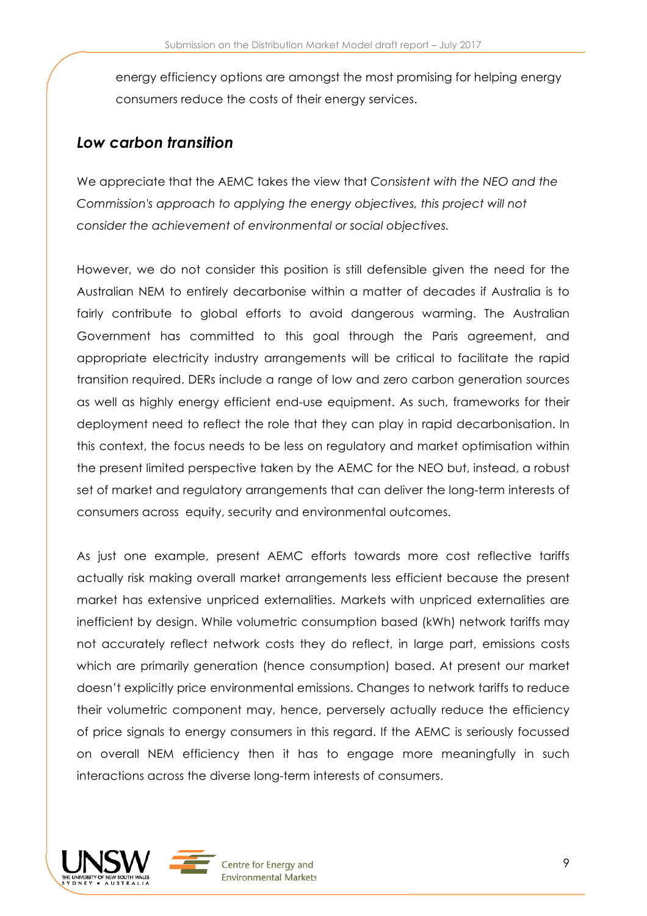energy efficiency options are amongst the most promising for helping energy consumers reduce the costs of their energy services.

### *Low carbon transition*

We appreciate that the AEMC takes the view that *Consistent with the NEO and the Commission's approach to applying the energy objectives, this project will not consider the achievement of environmental or social objectives.*

However, we do not consider this position is still defensible given the need for the Australian NEM to entirely decarbonise within a matter of decades if Australia is to fairly contribute to global efforts to avoid dangerous warming. The Australian Government has committed to this goal through the Paris agreement, and appropriate electricity industry arrangements will be critical to facilitate the rapid transition required. DERs include a range of low and zero carbon generation sources as well as highly energy efficient end-use equipment. As such, frameworks for their deployment need to reflect the role that they can play in rapid decarbonisation. In this context, the focus needs to be less on regulatory and market optimisation within the present limited perspective taken by the AEMC for the NEO but, instead, a robust set of market and regulatory arrangements that can deliver the long-term interests of consumers across equity, security and environmental outcomes.

As just one example, present AEMC efforts towards more cost reflective tariffs actually risk making overall market arrangements less efficient because the present market has extensive unpriced externalities. Markets with unpriced externalities are inefficient by design. While volumetric consumption based (kWh) network tariffs may not accurately reflect network costs they do reflect, in large part, emissions costs which are primarily generation (hence consumption) based. At present our market doesn't explicitly price environmental emissions. Changes to network tariffs to reduce their volumetric component may, hence, perversely actually reduce the efficiency of price signals to energy consumers in this regard. If the AEMC is seriously focussed on overall NEM efficiency then it has to engage more meaningfully in such interactions across the diverse long-term interests of consumers.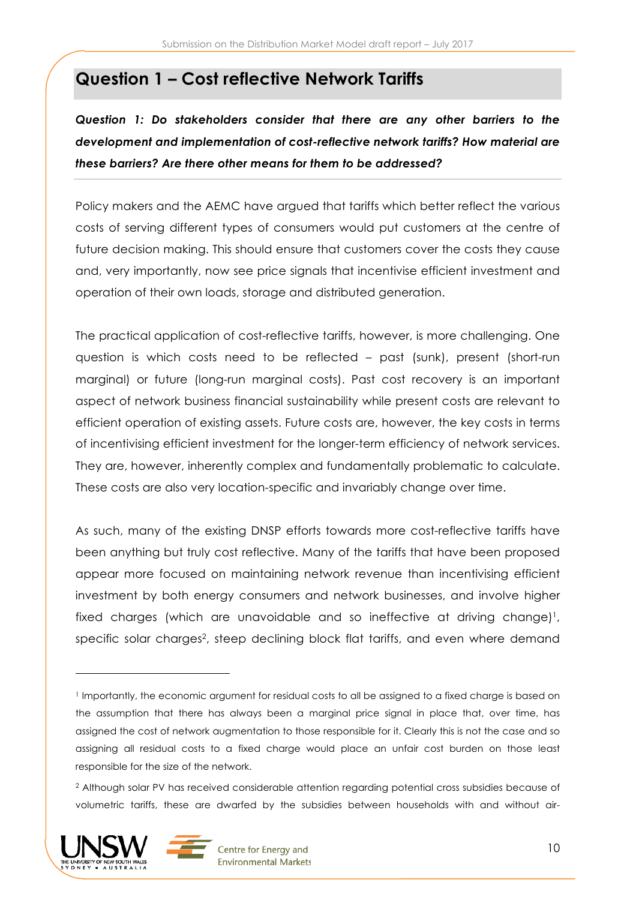## Question 1 – Cost reflective Network Tariffs

***Question 1: Do stakeholders consider that there are any other barriers to the development and implementation of cost-reflective network tariffs? How material are these barriers? Are there other means for them to be addressed?***

Policy makers and the AEMC have argued that tariffs which better reflect the various costs of serving different types of consumers would put customers at the centre of future decision making. This should ensure that customers cover the costs they cause and, very importantly, now see price signals that incentivise efficient investment and operation of their own loads, storage and distributed generation.

The practical application of cost-reflective tariffs, however, is more challenging. One question is which costs need to be reflected – past (sunk), present (short-run marginal) or future (long-run marginal costs). Past cost recovery is an important aspect of network business financial sustainability while present costs are relevant to efficient operation of existing assets. Future costs are, however, the key costs in terms of incentivising efficient investment for the longer-term efficiency of network services. They are, however, inherently complex and fundamentally problematic to calculate. These costs are also very location-specific and invariably change over time.

As such, many of the existing DNSP efforts towards more cost-reflective tariffs have been anything but truly cost reflective. Many of the tariffs that have been proposed appear more focused on maintaining network revenue than incentivising efficient investment by both energy consumers and network businesses, and involve higher fixed charges (which are unavoidable and so ineffective at driving change)[1], specific solar charges[2], steep declining block flat tariffs, and even where demand

[1] Importantly, the economic argument for residual costs to all be assigned to a fixed charge is based on the assumption that there has always been a marginal price signal in place that, over time, has assigned the cost of network augmentation to those responsible for it. Clearly this is not the case and so assigning all residual costs to a fixed charge would place an unfair cost burden on those least responsible for the size of the network.

[2] Although solar PV has received considerable attention regarding potential cross subsidies because of volumetric tariffs, these are dwarfed by the subsidies between households with and without air-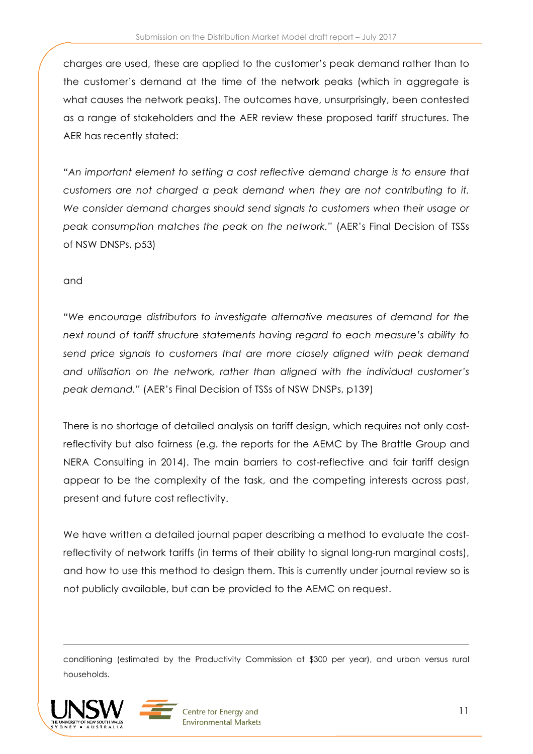charges are used, these are applied to the customer's peak demand rather than to the customer's demand at the time of the network peaks (which in aggregate is what causes the network peaks). The outcomes have, unsurprisingly, been contested as a range of stakeholders and the AER review these proposed tariff structures. The AER has recently stated:

*"An important element to setting a cost reflective demand charge is to ensure that customers are not charged a peak demand when they are not contributing to it. We consider demand charges should send signals to customers when their usage or peak consumption matches the peak on the network."* (AER's Final Decision of TSSs of NSW DNSPs, p53)

and

*"We encourage distributors to investigate alternative measures of demand for the next round of tariff structure statements having regard to each measure's ability to send price signals to customers that are more closely aligned with peak demand and utilisation on the network, rather than aligned with the individual customer's peak demand."* (AER's Final Decision of TSSs of NSW DNSPs, p139)

There is no shortage of detailed analysis on tariff design, which requires not only cost-reflectivity but also fairness (e.g. the reports for the AEMC by The Brattle Group and NERA Consulting in 2014). The main barriers to cost-reflective and fair tariff design appear to be the complexity of the task, and the competing interests across past, present and future cost reflectivity.

We have written a detailed journal paper describing a method to evaluate the cost-reflectivity of network tariffs (in terms of their ability to signal long-run marginal costs), and how to use this method to design them. This is currently under journal review so is not publicly available, but can be provided to the AEMC on request.

---

conditioning (estimated by the Productivity Commission at $300 per year), and urban versus rural households.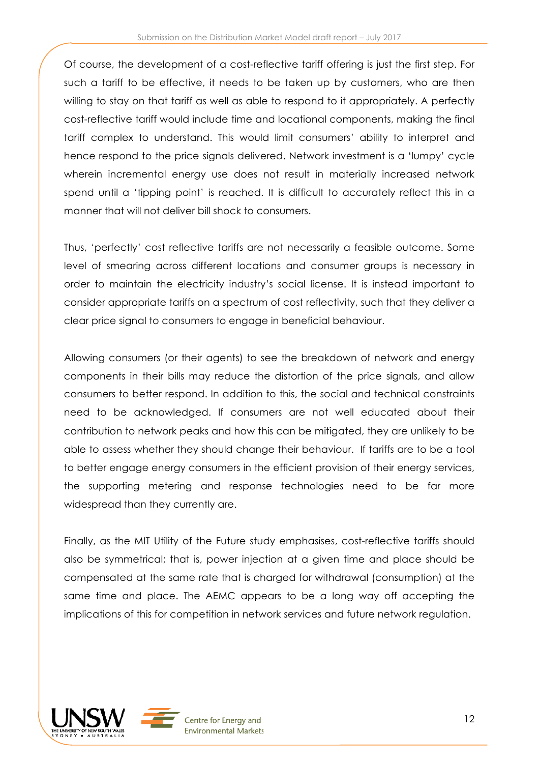Of course, the development of a cost-reflective tariff offering is just the first step. For such a tariff to be effective, it needs to be taken up by customers, who are then willing to stay on that tariff as well as able to respond to it appropriately. A perfectly cost-reflective tariff would include time and locational components, making the final tariff complex to understand. This would limit consumers' ability to interpret and hence respond to the price signals delivered. Network investment is a 'lumpy' cycle wherein incremental energy use does not result in materially increased network spend until a 'tipping point' is reached. It is difficult to accurately reflect this in a manner that will not deliver bill shock to consumers.

Thus, 'perfectly' cost reflective tariffs are not necessarily a feasible outcome. Some level of smearing across different locations and consumer groups is necessary in order to maintain the electricity industry's social license. It is instead important to consider appropriate tariffs on a spectrum of cost reflectivity, such that they deliver a clear price signal to consumers to engage in beneficial behaviour.

Allowing consumers (or their agents) to see the breakdown of network and energy components in their bills may reduce the distortion of the price signals, and allow consumers to better respond. In addition to this, the social and technical constraints need to be acknowledged. If consumers are not well educated about their contribution to network peaks and how this can be mitigated, they are unlikely to be able to assess whether they should change their behaviour. If tariffs are to be a tool to better engage energy consumers in the efficient provision of their energy services, the supporting metering and response technologies need to be far more widespread than they currently are.

Finally, as the MIT Utility of the Future study emphasises, cost-reflective tariffs should also be symmetrical; that is, power injection at a given time and place should be compensated at the same rate that is charged for withdrawal (consumption) at the same time and place. The AEMC appears to be a long way off accepting the implications of this for competition in network services and future network regulation.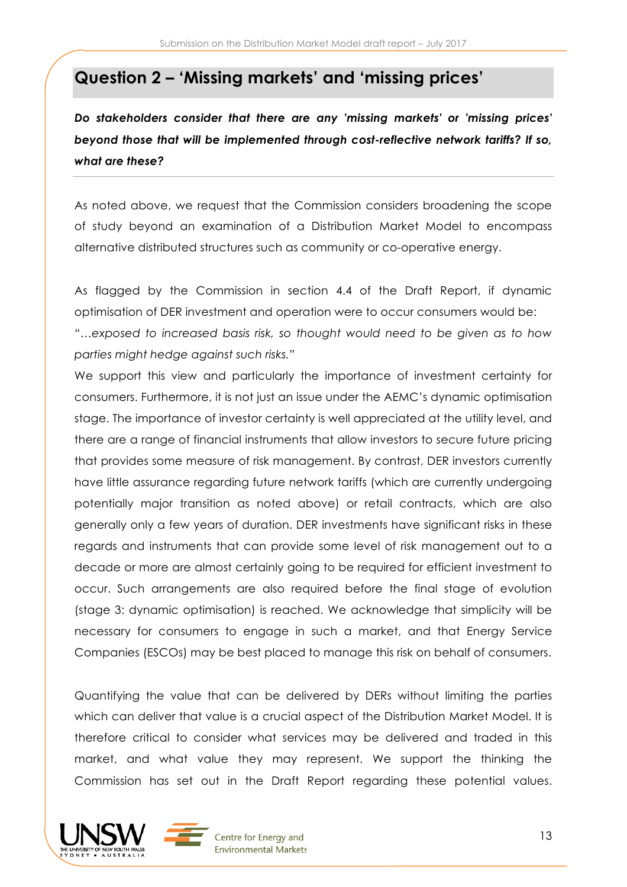## Question 2 – 'Missing markets' and 'missing prices'

***Do stakeholders consider that there are any 'missing markets' or 'missing prices' beyond those that will be implemented through cost-reflective network tariffs? If so, what are these?***

As noted above, we request that the Commission considers broadening the scope of study beyond an examination of a Distribution Market Model to encompass alternative distributed structures such as community or co-operative energy.

As flagged by the Commission in section 4.4 of the Draft Report, if dynamic optimisation of DER investment and operation were to occur consumers would be: *"…exposed to increased basis risk, so thought would need to be given as to how parties might hedge against such risks."*

We support this view and particularly the importance of investment certainty for consumers. Furthermore, it is not just an issue under the AEMC's dynamic optimisation stage. The importance of investor certainty is well appreciated at the utility level, and there are a range of financial instruments that allow investors to secure future pricing that provides some measure of risk management. By contrast, DER investors currently have little assurance regarding future network tariffs (which are currently undergoing potentially major transition as noted above) or retail contracts, which are also generally only a few years of duration. DER investments have significant risks in these regards and instruments that can provide some level of risk management out to a decade or more are almost certainly going to be required for efficient investment to occur. Such arrangements are also required before the final stage of evolution (stage 3: dynamic optimisation) is reached. We acknowledge that simplicity will be necessary for consumers to engage in such a market, and that Energy Service Companies (ESCOs) may be best placed to manage this risk on behalf of consumers.

Quantifying the value that can be delivered by DERs without limiting the parties which can deliver that value is a crucial aspect of the Distribution Market Model. It is therefore critical to consider what services may be delivered and traded in this market, and what value they may represent. We support the thinking the Commission has set out in the Draft Report regarding these potential values.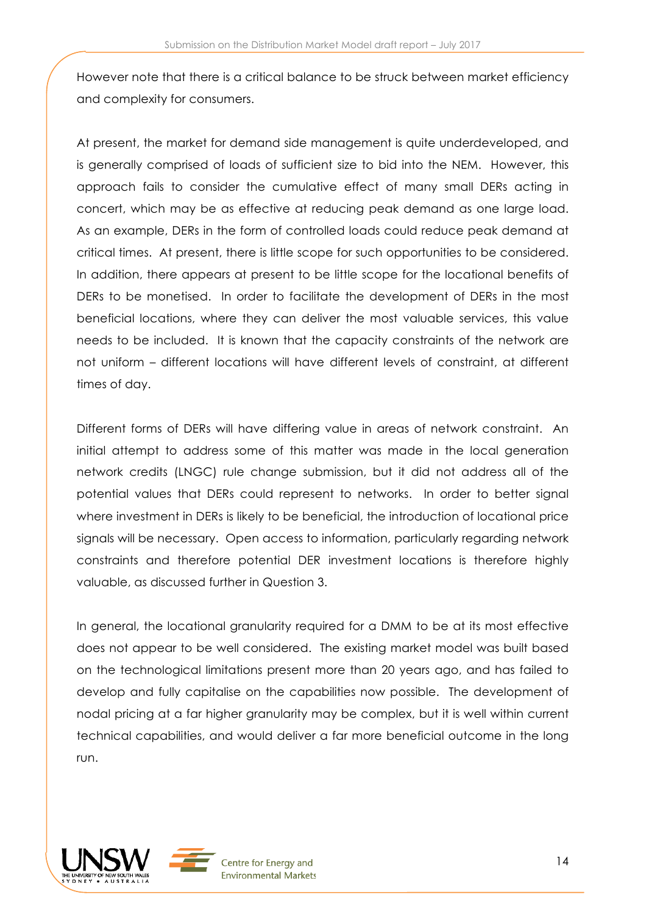However note that there is a critical balance to be struck between market efficiency and complexity for consumers.

At present, the market for demand side management is quite underdeveloped, and is generally comprised of loads of sufficient size to bid into the NEM. However, this approach fails to consider the cumulative effect of many small DERs acting in concert, which may be as effective at reducing peak demand as one large load. As an example, DERs in the form of controlled loads could reduce peak demand at critical times. At present, there is little scope for such opportunities to be considered. In addition, there appears at present to be little scope for the locational benefits of DERs to be monetised. In order to facilitate the development of DERs in the most beneficial locations, where they can deliver the most valuable services, this value needs to be included. It is known that the capacity constraints of the network are not uniform – different locations will have different levels of constraint, at different times of day.

Different forms of DERs will have differing value in areas of network constraint. An initial attempt to address some of this matter was made in the local generation network credits (LNGC) rule change submission, but it did not address all of the potential values that DERs could represent to networks. In order to better signal where investment in DERs is likely to be beneficial, the introduction of locational price signals will be necessary. Open access to information, particularly regarding network constraints and therefore potential DER investment locations is therefore highly valuable, as discussed further in Question 3.

In general, the locational granularity required for a DMM to be at its most effective does not appear to be well considered. The existing market model was built based on the technological limitations present more than 20 years ago, and has failed to develop and fully capitalise on the capabilities now possible. The development of nodal pricing at a far higher granularity may be complex, but it is well within current technical capabilities, and would deliver a far more beneficial outcome in the long run.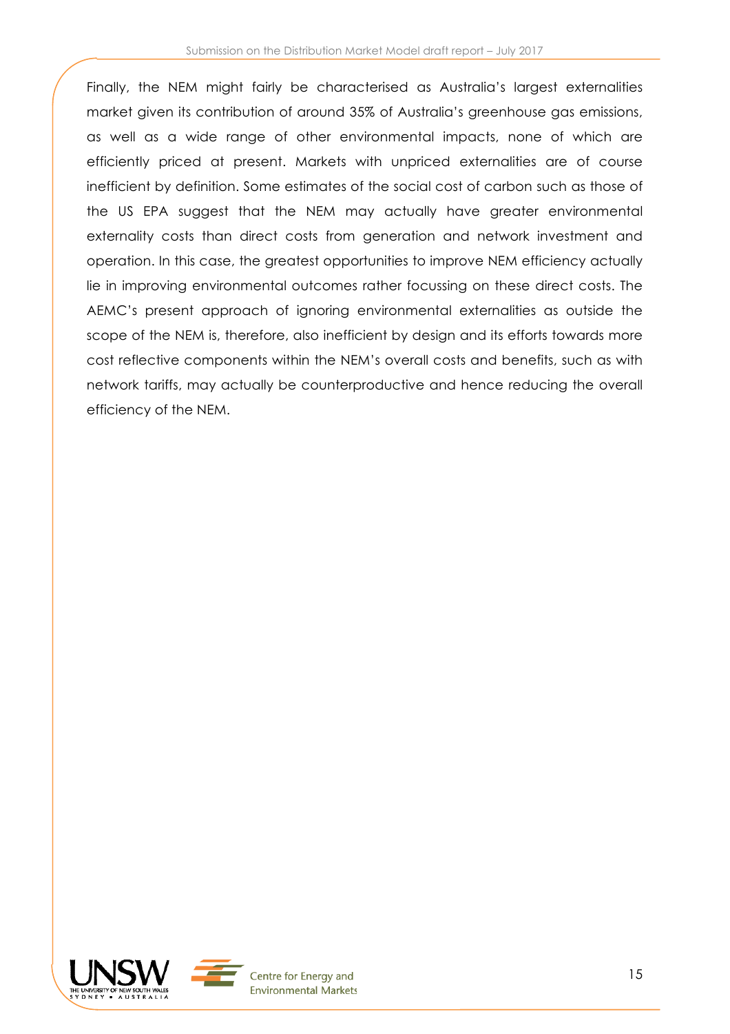Finally, the NEM might fairly be characterised as Australia's largest externalities market given its contribution of around 35% of Australia's greenhouse gas emissions, as well as a wide range of other environmental impacts, none of which are efficiently priced at present. Markets with unpriced externalities are of course inefficient by definition. Some estimates of the social cost of carbon such as those of the US EPA suggest that the NEM may actually have greater environmental externality costs than direct costs from generation and network investment and operation. In this case, the greatest opportunities to improve NEM efficiency actually lie in improving environmental outcomes rather focussing on these direct costs. The AEMC's present approach of ignoring environmental externalities as outside the scope of the NEM is, therefore, also inefficient by design and its efforts towards more cost reflective components within the NEM's overall costs and benefits, such as with network tariffs, may actually be counterproductive and hence reducing the overall efficiency of the NEM.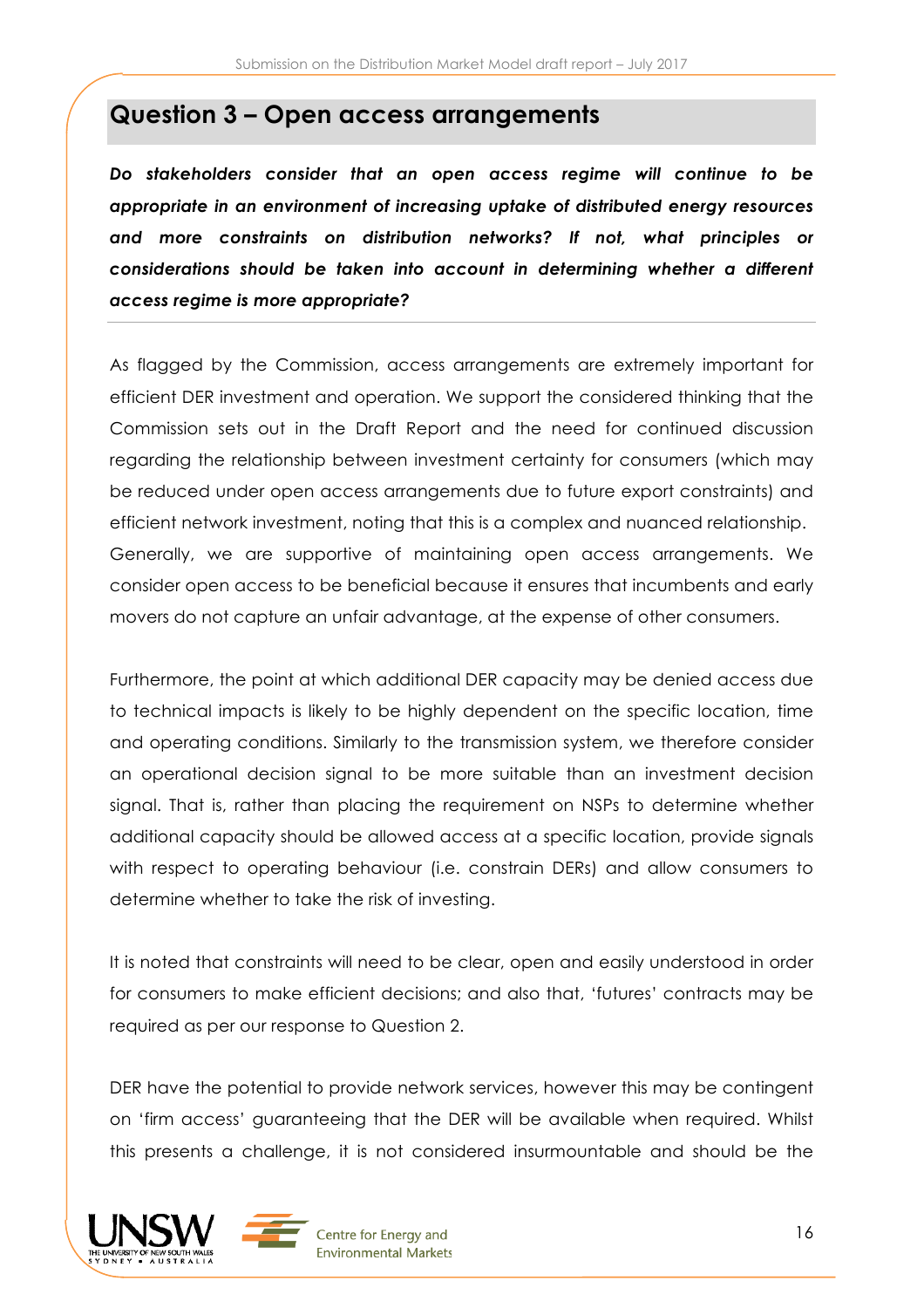## Question 3 – Open access arrangements

***Do stakeholders consider that an open access regime will continue to be appropriate in an environment of increasing uptake of distributed energy resources and more constraints on distribution networks? If not, what principles or considerations should be taken into account in determining whether a different access regime is more appropriate?***

As flagged by the Commission, access arrangements are extremely important for efficient DER investment and operation. We support the considered thinking that the Commission sets out in the Draft Report and the need for continued discussion regarding the relationship between investment certainty for consumers (which may be reduced under open access arrangements due to future export constraints) and efficient network investment, noting that this is a complex and nuanced relationship. Generally, we are supportive of maintaining open access arrangements. We consider open access to be beneficial because it ensures that incumbents and early movers do not capture an unfair advantage, at the expense of other consumers.

Furthermore, the point at which additional DER capacity may be denied access due to technical impacts is likely to be highly dependent on the specific location, time and operating conditions. Similarly to the transmission system, we therefore consider an operational decision signal to be more suitable than an investment decision signal. That is, rather than placing the requirement on NSPs to determine whether additional capacity should be allowed access at a specific location, provide signals with respect to operating behaviour (i.e. constrain DERs) and allow consumers to determine whether to take the risk of investing.

It is noted that constraints will need to be clear, open and easily understood in order for consumers to make efficient decisions; and also that, 'futures' contracts may be required as per our response to Question 2.

DER have the potential to provide network services, however this may be contingent on 'firm access' guaranteeing that the DER will be available when required. Whilst this presents a challenge, it is not considered insurmountable and should be the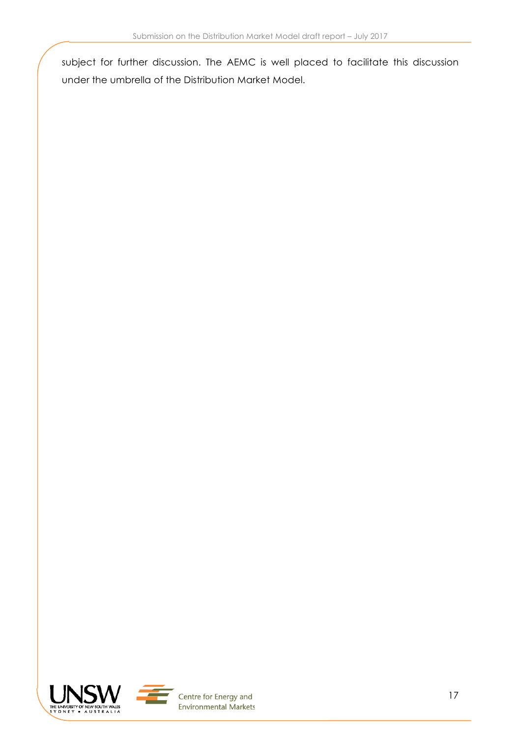subject for further discussion. The AEMC is well placed to facilitate this discussion under the umbrella of the Distribution Market Model.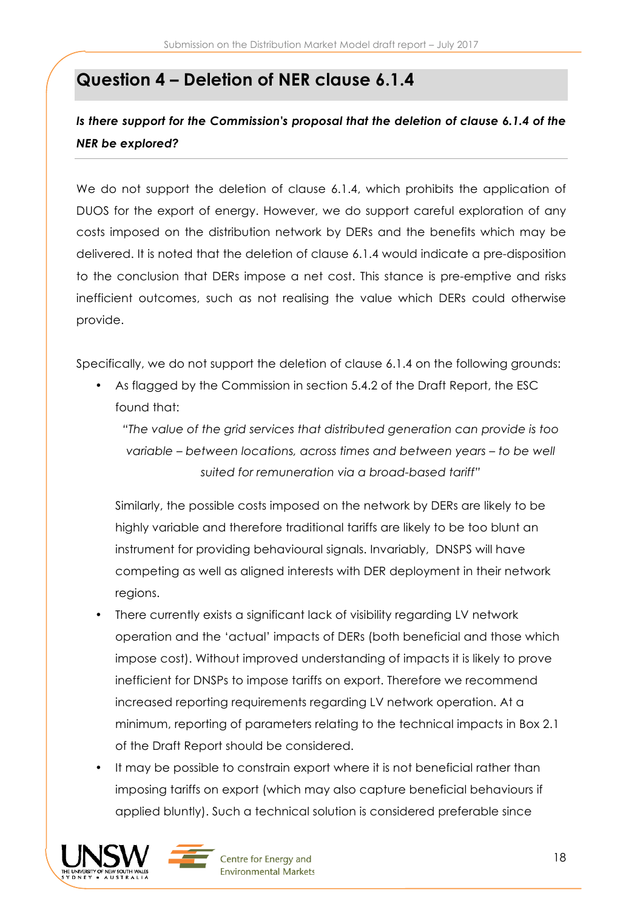## Question 4 – Deletion of NER clause 6.1.4

***Is there support for the Commission's proposal that the deletion of clause 6.1.4 of the NER be explored?***

We do not support the deletion of clause 6.1.4, which prohibits the application of DUOS for the export of energy. However, we do support careful exploration of any costs imposed on the distribution network by DERs and the benefits which may be delivered. It is noted that the deletion of clause 6.1.4 would indicate a pre-disposition to the conclusion that DERs impose a net cost. This stance is pre-emptive and risks inefficient outcomes, such as not realising the value which DERs could otherwise provide.

Specifically, we do not support the deletion of clause 6.1.4 on the following grounds:

- As flagged by the Commission in section 5.4.2 of the Draft Report, the ESC found that:

  *"The value of the grid services that distributed generation can provide is too variable – between locations, across times and between years – to be well suited for remuneration via a broad-based tariff"*

  Similarly, the possible costs imposed on the network by DERs are likely to be highly variable and therefore traditional tariffs are likely to be too blunt an instrument for providing behavioural signals. Invariably, DNSPS will have competing as well as aligned interests with DER deployment in their network regions.

- There currently exists a significant lack of visibility regarding LV network operation and the 'actual' impacts of DERs (both beneficial and those which impose cost). Without improved understanding of impacts it is likely to prove inefficient for DNSPs to impose tariffs on export. Therefore we recommend increased reporting requirements regarding LV network operation. At a minimum, reporting of parameters relating to the technical impacts in Box 2.1 of the Draft Report should be considered.
- It may be possible to constrain export where it is not beneficial rather than imposing tariffs on export (which may also capture beneficial behaviours if applied bluntly). Such a technical solution is considered preferable since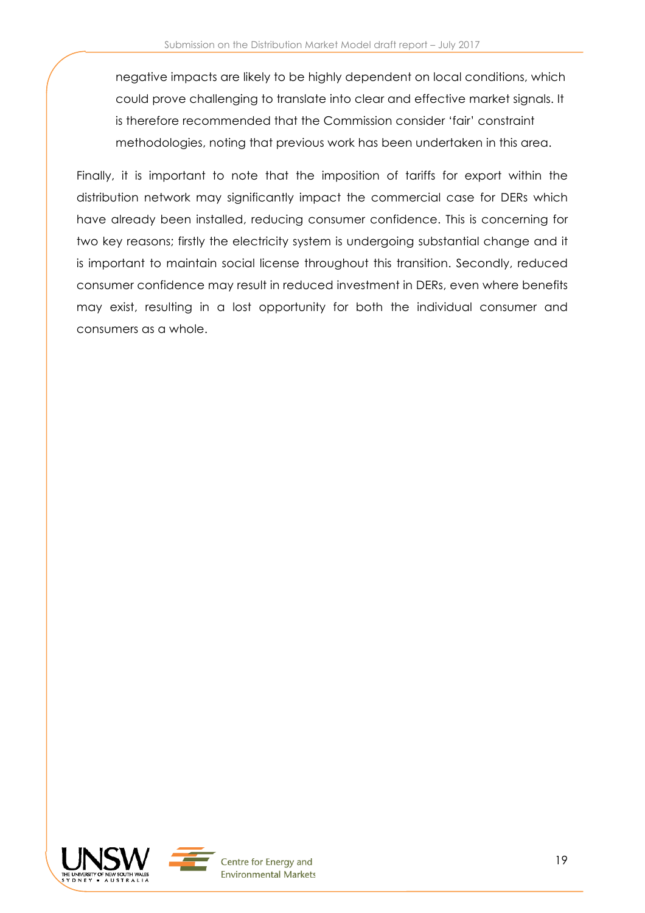negative impacts are likely to be highly dependent on local conditions, which could prove challenging to translate into clear and effective market signals. It is therefore recommended that the Commission consider 'fair' constraint methodologies, noting that previous work has been undertaken in this area.

Finally, it is important to note that the imposition of tariffs for export within the distribution network may significantly impact the commercial case for DERs which have already been installed, reducing consumer confidence. This is concerning for two key reasons; firstly the electricity system is undergoing substantial change and it is important to maintain social license throughout this transition. Secondly, reduced consumer confidence may result in reduced investment in DERs, even where benefits may exist, resulting in a lost opportunity for both the individual consumer and consumers as a whole.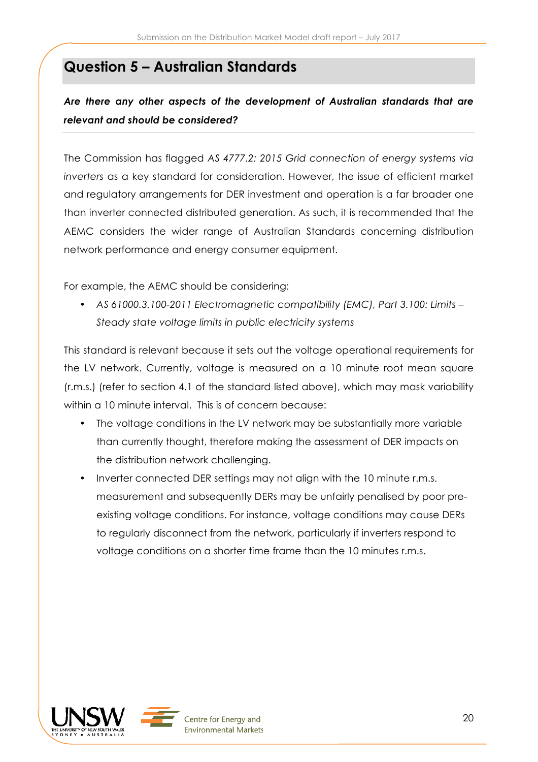## Question 5 – Australian Standards

***Are there any other aspects of the development of Australian standards that are relevant and should be considered?***

The Commission has flagged *AS 4777.2: 2015 Grid connection of energy systems via inverters* as a key standard for consideration. However, the issue of efficient market and regulatory arrangements for DER investment and operation is a far broader one than inverter connected distributed generation. As such, it is recommended that the AEMC considers the wider range of Australian Standards concerning distribution network performance and energy consumer equipment.

For example, the AEMC should be considering:

- *AS 61000.3.100-2011 Electromagnetic compatibility (EMC), Part 3.100: Limits – Steady state voltage limits in public electricity systems*

This standard is relevant because it sets out the voltage operational requirements for the LV network. Currently, voltage is measured on a 10 minute root mean square (r.m.s.) (refer to section 4.1 of the standard listed above), which may mask variability within a 10 minute interval. This is of concern because:

- The voltage conditions in the LV network may be substantially more variable than currently thought, therefore making the assessment of DER impacts on the distribution network challenging.
- Inverter connected DER settings may not align with the 10 minute r.m.s. measurement and subsequently DERs may be unfairly penalised by poor pre-existing voltage conditions. For instance, voltage conditions may cause DERs to regularly disconnect from the network, particularly if inverters respond to voltage conditions on a shorter time frame than the 10 minutes r.m.s.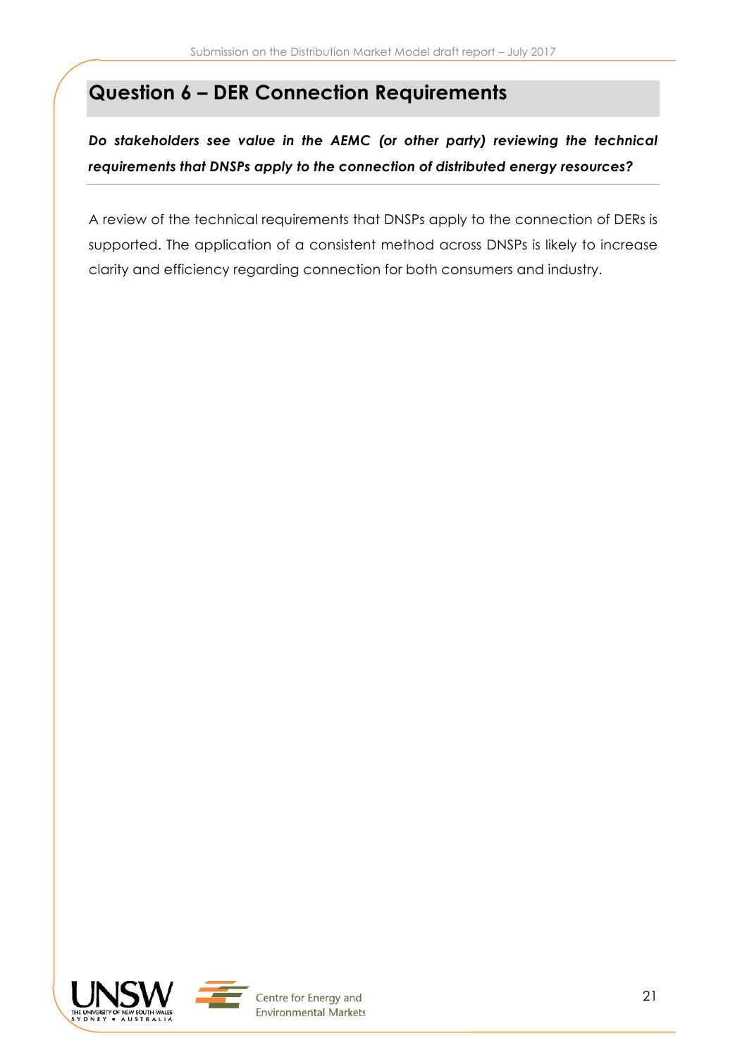## Question 6 – DER Connection Requirements

***Do stakeholders see value in the AEMC (or other party) reviewing the technical requirements that DNSPs apply to the connection of distributed energy resources?***

---

A review of the technical requirements that DNSPs apply to the connection of DERs is supported. The application of a consistent method across DNSPs is likely to increase clarity and efficiency regarding connection for both consumers and industry.